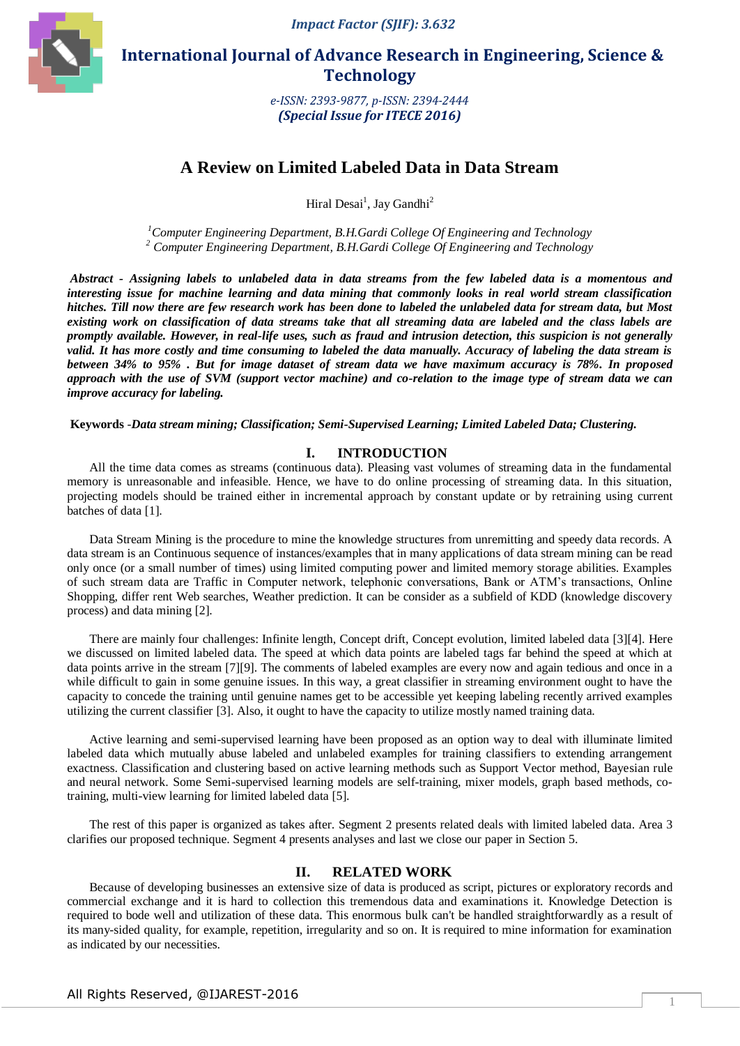# A Review on Limited Labeled Data in Data Stream

Hiral Desai[1], Jay Gandhi[2]

[1]Computer Engineering Department, B.H.Gardi College Of Engineering and Technology
[2] Computer Engineering Department, B.H.Gardi College Of Engineering and Technology

***Abstract** - Assigning labels to unlabeled data in data streams from the few labeled data is a momentous and interesting issue for machine learning and data mining that commonly looks in real world stream classification hitches. Till now there are few research work has been done to labeled the unlabeled data for stream data, but Most existing work on classification of data streams take that all streaming data are labeled and the class labels are promptly available. However, in real-life uses, such as fraud and intrusion detection, this suspicion is not generally valid. It has more costly and time consuming to labeled the data manually. Accuracy of labeling the data stream is between 34% to 95% . But for image dataset of stream data we have maximum accuracy is 78%. In proposed approach with the use of SVM (support vector machine) and co-relation to the image type of stream data we can improve accuracy for labeling.*

**Keywords** -*Data stream mining; Classification; Semi-Supervised Learning; Limited Labeled Data; Clustering.*

## I. INTRODUCTION

All the time data comes as streams (continuous data). Pleasing vast volumes of streaming data in the fundamental memory is unreasonable and infeasible. Hence, we have to do online processing of streaming data. In this situation, projecting models should be trained either in incremental approach by constant update or by retraining using current batches of data [1].

Data Stream Mining is the procedure to mine the knowledge structures from unremitting and speedy data records. A data stream is an Continuous sequence of instances/examples that in many applications of data stream mining can be read only once (or a small number of times) using limited computing power and limited memory storage abilities. Examples of such stream data are Traffic in Computer network, telephonic conversations, Bank or ATM's transactions, Online Shopping, differ rent Web searches, Weather prediction. It can be consider as a subfield of KDD (knowledge discovery process) and data mining [2].

There are mainly four challenges: Infinite length, Concept drift, Concept evolution, limited labeled data [3][4]. Here we discussed on limited labeled data. The speed at which data points are labeled tags far behind the speed at which at data points arrive in the stream [7][9]. The comments of labeled examples are every now and again tedious and once in a while difficult to gain in some genuine issues. In this way, a great classifier in streaming environment ought to have the capacity to concede the training until genuine names get to be accessible yet keeping labeling recently arrived examples utilizing the current classifier [3]. Also, it ought to have the capacity to utilize mostly named training data.

Active learning and semi-supervised learning have been proposed as an option way to deal with illuminate limited labeled data which mutually abuse labeled and unlabeled examples for training classifiers to extending arrangement exactness. Classification and clustering based on active learning methods such as Support Vector method, Bayesian rule and neural network. Some Semi-supervised learning models are self-training, mixer models, graph based methods, co-training, multi-view learning for limited labeled data [5].

The rest of this paper is organized as takes after. Segment 2 presents related deals with limited labeled data. Area 3 clarifies our proposed technique. Segment 4 presents analyses and last we close our paper in Section 5.

## II. RELATED WORK

Because of developing businesses an extensive size of data is produced as script, pictures or exploratory records and commercial exchange and it is hard to collection this tremendous data and examinations it. Knowledge Detection is required to bode well and utilization of these data. This enormous bulk can't be handled straightforwardly as a result of its many-sided quality, for example, repetition, irregularity and so on. It is required to mine information for examination as indicated by our necessities.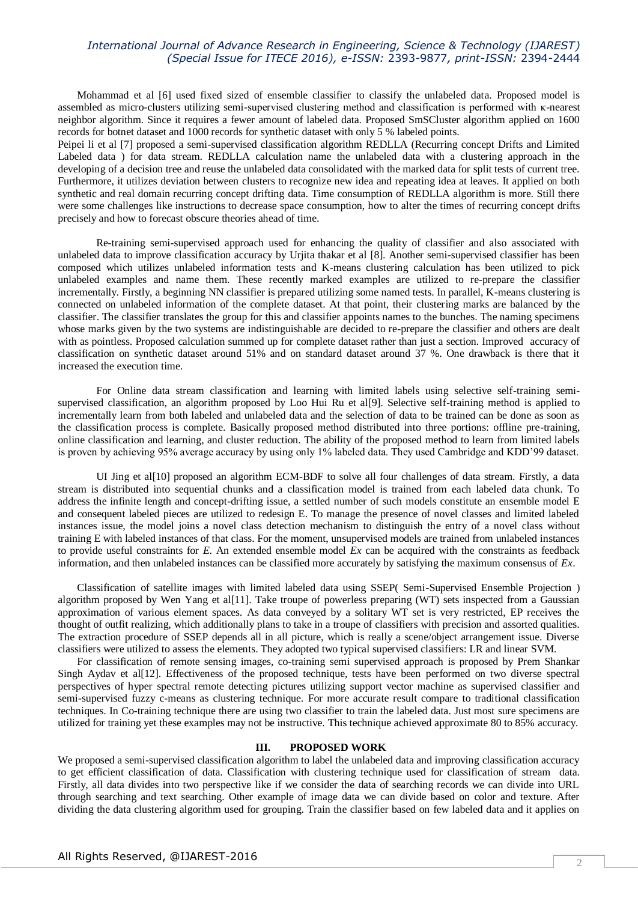Mohammad et al [6] used fixed sized of ensemble classifier to classify the unlabeled data. Proposed model is assembled as micro-clusters utilizing semi-supervised clustering method and classification is performed with κ-nearest neighbor algorithm. Since it requires a fewer amount of labeled data. Proposed SmSCluster algorithm applied on 1600 records for botnet dataset and 1000 records for synthetic dataset with only 5 % labeled points.

Peipei li et al [7] proposed a semi-supervised classification algorithm REDLLA (Recurring concept Drifts and Limited Labeled data ) for data stream. REDLLA calculation name the unlabeled data with a clustering approach in the developing of a decision tree and reuse the unlabeled data consolidated with the marked data for split tests of current tree. Furthermore, it utilizes deviation between clusters to recognize new idea and repeating idea at leaves. It applied on both synthetic and real domain recurring concept drifting data. Time consumption of REDLLA algorithm is more. Still there were some challenges like instructions to decrease space consumption, how to alter the times of recurring concept drifts precisely and how to forecast obscure theories ahead of time.

Re-training semi-supervised approach used for enhancing the quality of classifier and also associated with unlabeled data to improve classification accuracy by Urjita thakar et al [8]. Another semi-supervised classifier has been composed which utilizes unlabeled information tests and K-means clustering calculation has been utilized to pick unlabeled examples and name them. These recently marked examples are utilized to re-prepare the classifier incrementally. Firstly, a beginning NN classifier is prepared utilizing some named tests. In parallel, K-means clustering is connected on unlabeled information of the complete dataset. At that point, their clustering marks are balanced by the classifier. The classifier translates the group for this and classifier appoints names to the bunches. The naming specimens whose marks given by the two systems are indistinguishable are decided to re-prepare the classifier and others are dealt with as pointless. Proposed calculation summed up for complete dataset rather than just a section. Improved accuracy of classification on synthetic dataset around 51% and on standard dataset around 37 %. One drawback is there that it increased the execution time.

For Online data stream classification and learning with limited labels using selective self-training semi-supervised classification, an algorithm proposed by Loo Hui Ru et al[9]. Selective self-training method is applied to incrementally learn from both labeled and unlabeled data and the selection of data to be trained can be done as soon as the classification process is complete. Basically proposed method distributed into three portions: offline pre-training, online classification and learning, and cluster reduction. The ability of the proposed method to learn from limited labels is proven by achieving 95% average accuracy by using only 1% labeled data. They used Cambridge and KDD'99 dataset.

Ul Jing et al[10] proposed an algorithm ECM-BDF to solve all four challenges of data stream. Firstly, a data stream is distributed into sequential chunks and a classification model is trained from each labeled data chunk. To address the infinite length and concept-drifting issue, a settled number of such models constitute an ensemble model E and consequent labeled pieces are utilized to redesign E. To manage the presence of novel classes and limited labeled instances issue, the model joins a novel class detection mechanism to distinguish the entry of a novel class without training E with labeled instances of that class. For the moment, unsupervised models are trained from unlabeled instances to provide useful constraints for *E.* An extended ensemble model *Ex* can be acquired with the constraints as feedback information, and then unlabeled instances can be classified more accurately by satisfying the maximum consensus of *Ex*.

Classification of satellite images with limited labeled data using SSEP( Semi-Supervised Ensemble Projection ) algorithm proposed by Wen Yang et al[11]. Take troupe of powerless preparing (WT) sets inspected from a Gaussian approximation of various element spaces. As data conveyed by a solitary WT set is very restricted, EP receives the thought of outfit realizing, which additionally plans to take in a troupe of classifiers with precision and assorted qualities. The extraction procedure of SSEP depends all in all picture, which is really a scene/object arrangement issue. Diverse classifiers were utilized to assess the elements. They adopted two typical supervised classifiers: LR and linear SVM.

For classification of remote sensing images, co-training semi supervised approach is proposed by Prem Shankar Singh Aydav et al[12]. Effectiveness of the proposed technique, tests have been performed on two diverse spectral perspectives of hyper spectral remote detecting pictures utilizing support vector machine as supervised classifier and semi-supervised fuzzy c-means as clustering technique. For more accurate result compare to traditional classification techniques. In Co-training technique there are using two classifier to train the labeled data. Just most sure specimens are utilized for training yet these examples may not be instructive. This technique achieved approximate 80 to 85% accuracy.

## III. PROPOSED WORK

We proposed a semi-supervised classification algorithm to label the unlabeled data and improving classification accuracy to get efficient classification of data. Classification with clustering technique used for classification of stream data. Firstly, all data divides into two perspective like if we consider the data of searching records we can divide into URL through searching and text searching. Other example of image data we can divide based on color and texture. After dividing the data clustering algorithm used for grouping. Train the classifier based on few labeled data and it applies on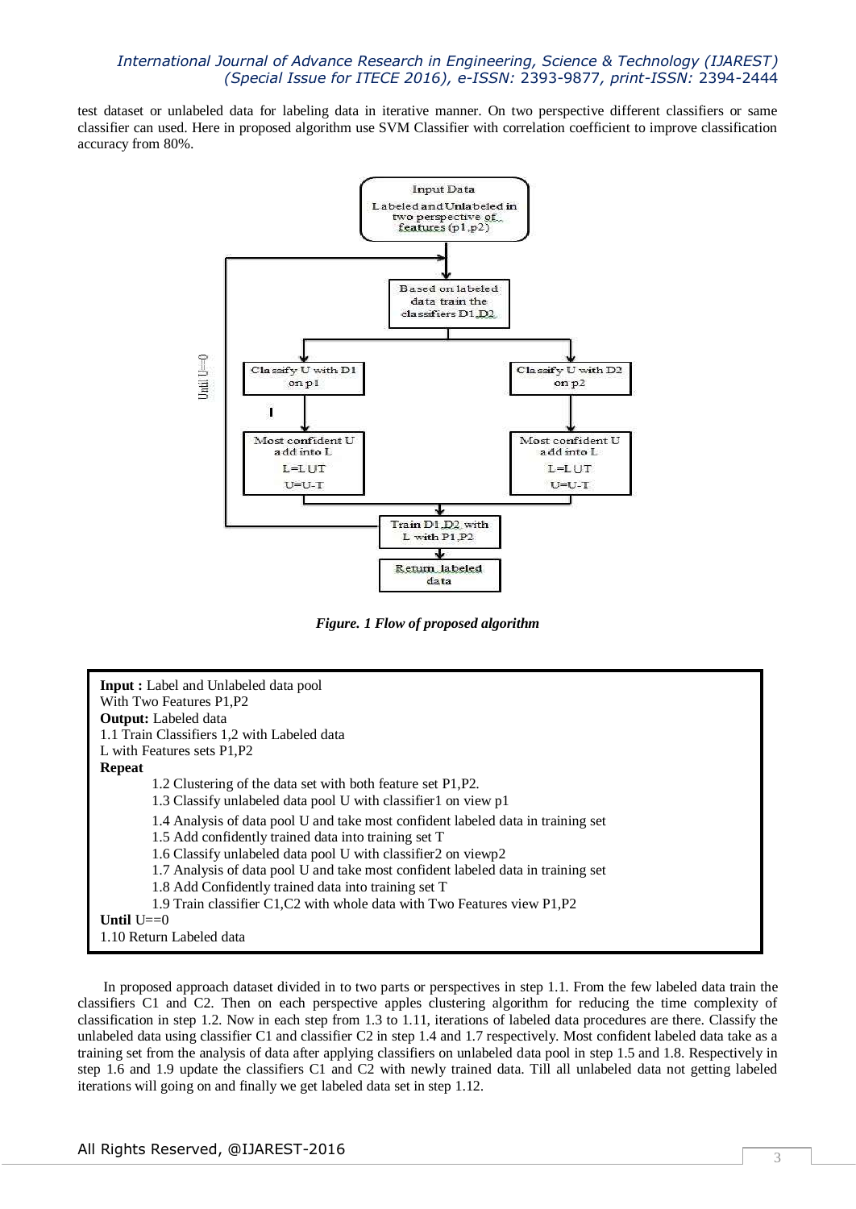test dataset or unlabeled data for labeling data in iterative manner. On two perspective different classifiers or same classifier can used. Here in proposed algorithm use SVM Classifier with correlation coefficient to improve classification accuracy from 80%.

*Figure. 1 Flow of proposed algorithm*

**Input :** Label and Unlabeled data pool
With Two Features P1,P2
**Output:** Labeled data
1.1 Train Classifiers 1,2 with Labeled data
L with Features sets P1,P2
**Repeat**
  1.2 Clustering of the data set with both feature set P1,P2.
  1.3 Classify unlabeled data pool U with classifier1 on view p1
  1.4 Analysis of data pool U and take most confident labeled data in training set
  1.5 Add confidently trained data into training set T
  1.6 Classify unlabeled data pool U with classifier2 on viewp2
  1.7 Analysis of data pool U and take most confident labeled data in training set
  1.8 Add Confidently trained data into training set T
  1.9 Train classifier C1,C2 with whole data with Two Features view P1,P2
**Until** U==0
1.10 Return Labeled data

In proposed approach dataset divided in to two parts or perspectives in step 1.1. From the few labeled data train the classifiers C1 and C2. Then on each perspective apples clustering algorithm for reducing the time complexity of classification in step 1.2. Now in each step from 1.3 to 1.11, iterations of labeled data procedures are there. Classify the unlabeled data using classifier C1 and classifier C2 in step 1.4 and 1.7 respectively. Most confident labeled data take as a training set from the analysis of data after applying classifiers on unlabeled data pool in step 1.5 and 1.8. Respectively in step 1.6 and 1.9 update the classifiers C1 and C2 with newly trained data. Till all unlabeled data not getting labeled iterations will going on and finally we get labeled data set in step 1.12.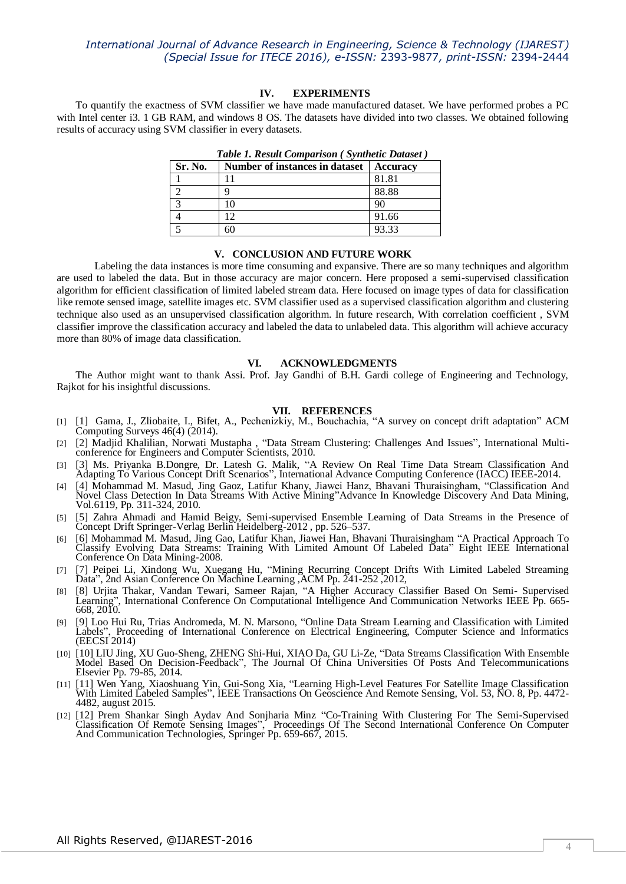## IV. EXPERIMENTS

To quantify the exactness of SVM classifier we have made manufactured dataset. We have performed probes a PC with Intel center i3. 1 GB RAM, and windows 8 OS. The datasets have divided into two classes. We obtained following results of accuracy using SVM classifier in every datasets.

*Table 1. Result Comparison ( Synthetic Dataset )*

| Sr. No. | Number of instances in dataset | Accuracy |
|---|---|---|
| 1 | 11 | 81.81 |
| 2 | 9 | 88.88 |
| 3 | 10 | 90 |
| 4 | 12 | 91.66 |
| 5 | 60 | 93.33 |

## V. CONCLUSION AND FUTURE WORK

Labeling the data instances is more time consuming and expansive. There are so many techniques and algorithm are used to labeled the data. But in those accuracy are major concern. Here proposed a semi-supervised classification algorithm for efficient classification of limited labeled stream data. Here focused on image types of data for classification like remote sensed image, satellite images etc. SVM classifier used as a supervised classification algorithm and clustering technique also used as an unsupervised classification algorithm. In future research, With correlation coefficient , SVM classifier improve the classification accuracy and labeled the data to unlabeled data. This algorithm will achieve accuracy more than 80% of image data classification.

## VI. ACKNOWLEDGMENTS

The Author might want to thank Assi. Prof. Jay Gandhi of B.H. Gardi college of Engineering and Technology, Rajkot for his insightful discussions.

## VII. REFERENCES

[1] [1] Gama, J., Zliobaite, I., Bifet, A., Pechenizkiy, M., Bouchachia, "A survey on concept drift adaptation" ACM Computing Surveys 46(4) (2014).

[2] [2] Madjid Khalilian, Norwati Mustapha , "Data Stream Clustering: Challenges And Issues", International Multi-conference for Engineers and Computer Scientists, 2010.

[3] [3] Ms. Priyanka B.Dongre, Dr. Latesh G. Malik, "A Review On Real Time Data Stream Classification And Adapting To Various Concept Drift Scenarios", International Advance Computing Conference (IACC) IEEE-2014.

[4] [4] Mohammad M. Masud, Jing Gaoz, Latifur Khany, Jiawei Hanz, Bhavani Thuraisingham, "Classification And Novel Class Detection In Data Streams With Active Mining"Advance In Knowledge Discovery And Data Mining, Vol.6119, Pp. 311-324, 2010.

[5] [5] Zahra Ahmadi and Hamid Beigy, Semi-supervised Ensemble Learning of Data Streams in the Presence of Concept Drift Springer-Verlag Berlin Heidelberg-2012 , pp. 526–537.

[6] [6] Mohammad M. Masud, Jing Gao, Latifur Khan, Jiawei Han, Bhavani Thuraisingham "A Practical Approach To Classify Evolving Data Streams: Training With Limited Amount Of Labeled Data" Eight IEEE International Conference On Data Mining-2008.

[7] [7] Peipei Li, Xindong Wu, Xuegang Hu, "Mining Recurring Concept Drifts With Limited Labeled Streaming Data", 2nd Asian Conference On Machine Learning ,ACM Pp. 241-252 ,2012,

[8] [8] Urjita Thakar, Vandan Tewari, Sameer Rajan, "A Higher Accuracy Classifier Based On Semi- Supervised Learning", International Conference On Computational Intelligence And Communication Networks IEEE Pp. 665-668, 2010.

[9] [9] Loo Hui Ru, Trias Andromeda, M. N. Marsono, "Online Data Stream Learning and Classification with Limited Labels", Proceeding of International Conference on Electrical Engineering, Computer Science and Informatics (EECSI 2014)

[10] [10] LIU Jing, XU Guo-Sheng, ZHENG Shi-Hui, XIAO Da, GU Li-Ze, "Data Streams Classification With Ensemble Model Based On Decision-Feedback", The Journal Of China Universities Of Posts And Telecommunications Elsevier Pp. 79-85, 2014.

[11] [11] Wen Yang, Xiaoshuang Yin, Gui-Song Xia, "Learning High-Level Features For Satellite Image Classification With Limited Labeled Samples", IEEE Transactions On Geoscience And Remote Sensing, Vol. 53, NO. 8, Pp. 4472-4482, august 2015.

[12] [12] Prem Shankar Singh Aydav And Sonjharia Minz "Co-Training With Clustering For The Semi-Supervised Classification Of Remote Sensing Images", Proceedings Of The Second International Conference On Computer And Communication Technologies, Springer Pp. 659-667, 2015.